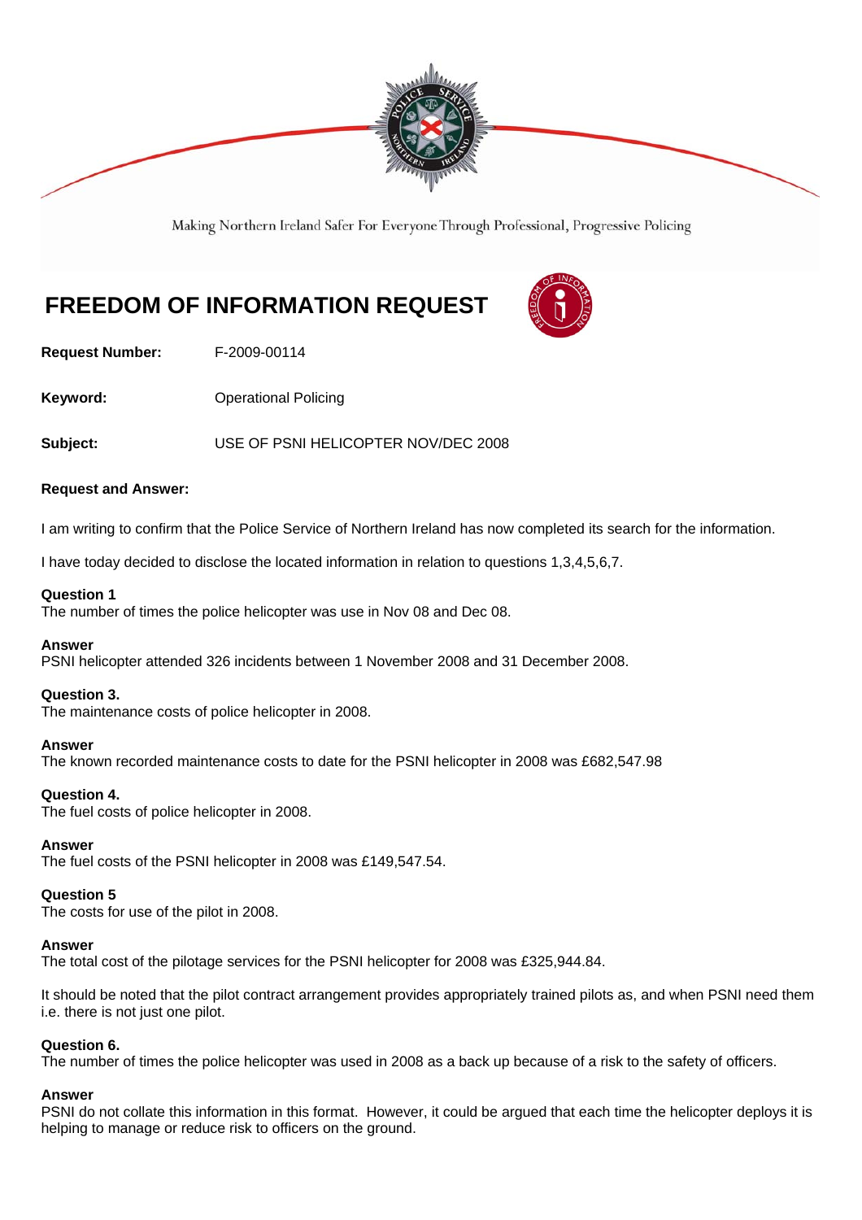Making Northern Ireland Safer For Everyone Through Professional, Progressive Policing

# FREEDOM OF INFORMATION REQUEST

**Request Number:** F-2009-00114

**Keyword:** Operational Policing

**Subject:** USE OF PSNI HELICOPTER NOV/DEC 2008

**Request and Answer:**

I am writing to confirm that the Police Service of Northern Ireland has now completed its search for the information.

I have today decided to disclose the located information in relation to questions 1,3,4,5,6,7.

**Question 1**
The number of times the police helicopter was use in Nov 08 and Dec 08.

**Answer**
PSNI helicopter attended 326 incidents between 1 November 2008 and 31 December 2008.

**Question 3.**
The maintenance costs of police helicopter in 2008.

**Answer**
The known recorded maintenance costs to date for the PSNI helicopter in 2008 was £682,547.98

**Question 4.**
The fuel costs of police helicopter in 2008.

**Answer**
The fuel costs of the PSNI helicopter in 2008 was £149,547.54.

**Question 5**
The costs for use of the pilot in 2008.

**Answer**
The total cost of the pilotage services for the PSNI helicopter for 2008 was £325,944.84.

It should be noted that the pilot contract arrangement provides appropriately trained pilots as, and when PSNI need them i.e. there is not just one pilot.

**Question 6.**
The number of times the police helicopter was used in 2008 as a back up because of a risk to the safety of officers.

**Answer**
PSNI do not collate this information in this format. However, it could be argued that each time the helicopter deploys it is helping to manage or reduce risk to officers on the ground.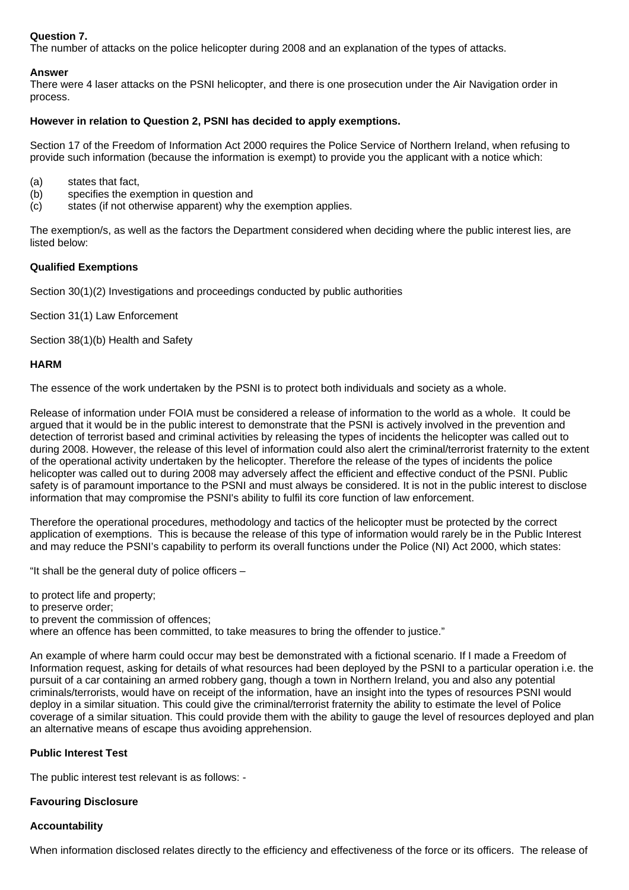**Question 7.**
The number of attacks on the police helicopter during 2008 and an explanation of the types of attacks.

**Answer**
There were 4 laser attacks on the PSNI helicopter, and there is one prosecution under the Air Navigation order in process.

**However in relation to Question 2, PSNI has decided to apply exemptions.**

Section 17 of the Freedom of Information Act 2000 requires the Police Service of Northern Ireland, when refusing to provide such information (because the information is exempt) to provide you the applicant with a notice which:

(a) states that fact,
(b) specifies the exemption in question and
(c) states (if not otherwise apparent) why the exemption applies.

The exemption/s, as well as the factors the Department considered when deciding where the public interest lies, are listed below:

**Qualified Exemptions**

Section 30(1)(2) Investigations and proceedings conducted by public authorities

Section 31(1) Law Enforcement

Section 38(1)(b) Health and Safety

**HARM**

The essence of the work undertaken by the PSNI is to protect both individuals and society as a whole.

Release of information under FOIA must be considered a release of information to the world as a whole. It could be argued that it would be in the public interest to demonstrate that the PSNI is actively involved in the prevention and detection of terrorist based and criminal activities by releasing the types of incidents the helicopter was called out to during 2008. However, the release of this level of information could also alert the criminal/terrorist fraternity to the extent of the operational activity undertaken by the helicopter. Therefore the release of the types of incidents the police helicopter was called out to during 2008 may adversely affect the efficient and effective conduct of the PSNI. Public safety is of paramount importance to the PSNI and must always be considered. It is not in the public interest to disclose information that may compromise the PSNI's ability to fulfil its core function of law enforcement.

Therefore the operational procedures, methodology and tactics of the helicopter must be protected by the correct application of exemptions. This is because the release of this type of information would rarely be in the Public Interest and may reduce the PSNI's capability to perform its overall functions under the Police (NI) Act 2000, which states:

"It shall be the general duty of police officers –

to protect life and property;
to preserve order;
to prevent the commission of offences;
where an offence has been committed, to take measures to bring the offender to justice."

An example of where harm could occur may best be demonstrated with a fictional scenario. If I made a Freedom of Information request, asking for details of what resources had been deployed by the PSNI to a particular operation i.e. the pursuit of a car containing an armed robbery gang, though a town in Northern Ireland, you and also any potential criminals/terrorists, would have on receipt of the information, have an insight into the types of resources PSNI would deploy in a similar situation. This could give the criminal/terrorist fraternity the ability to estimate the level of Police coverage of a similar situation. This could provide them with the ability to gauge the level of resources deployed and plan an alternative means of escape thus avoiding apprehension.

**Public Interest Test**

The public interest test relevant is as follows: -

**Favouring Disclosure**

**Accountability**

When information disclosed relates directly to the efficiency and effectiveness of the force or its officers. The release of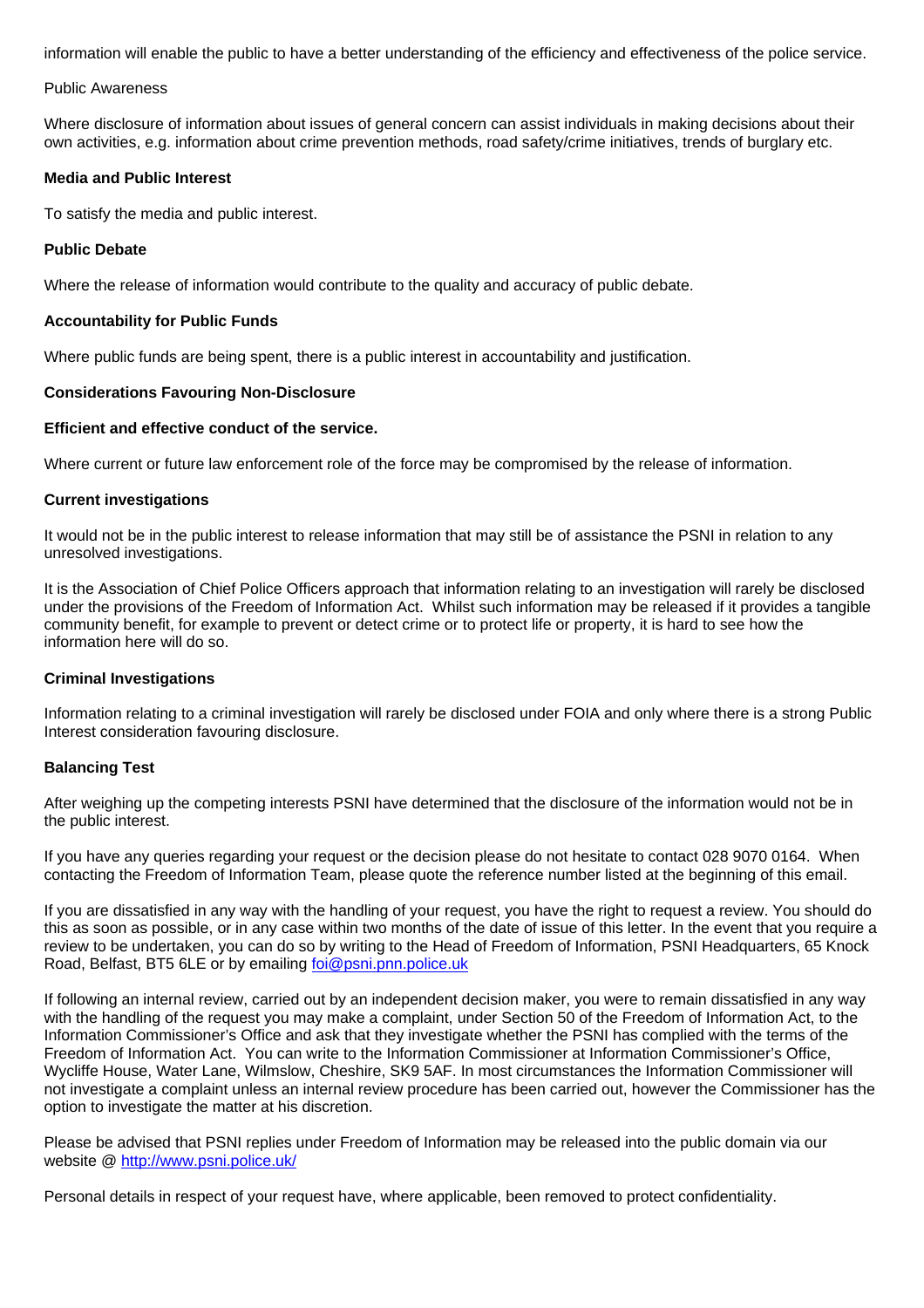information will enable the public to have a better understanding of the efficiency and effectiveness of the police service.

Public Awareness

Where disclosure of information about issues of general concern can assist individuals in making decisions about their own activities, e.g. information about crime prevention methods, road safety/crime initiatives, trends of burglary etc.

**Media and Public Interest**

To satisfy the media and public interest.

**Public Debate**

Where the release of information would contribute to the quality and accuracy of public debate.

**Accountability for Public Funds**

Where public funds are being spent, there is a public interest in accountability and justification.

**Considerations Favouring Non-Disclosure**

**Efficient and effective conduct of the service.**

Where current or future law enforcement role of the force may be compromised by the release of information.

**Current investigations**

It would not be in the public interest to release information that may still be of assistance the PSNI in relation to any unresolved investigations.

It is the Association of Chief Police Officers approach that information relating to an investigation will rarely be disclosed under the provisions of the Freedom of Information Act. Whilst such information may be released if it provides a tangible community benefit, for example to prevent or detect crime or to protect life or property, it is hard to see how the information here will do so.

**Criminal Investigations**

Information relating to a criminal investigation will rarely be disclosed under FOIA and only where there is a strong Public Interest consideration favouring disclosure.

**Balancing Test**

After weighing up the competing interests PSNI have determined that the disclosure of the information would not be in the public interest.

If you have any queries regarding your request or the decision please do not hesitate to contact 028 9070 0164. When contacting the Freedom of Information Team, please quote the reference number listed at the beginning of this email.

If you are dissatisfied in any way with the handling of your request, you have the right to request a review. You should do this as soon as possible, or in any case within two months of the date of issue of this letter. In the event that you require a review to be undertaken, you can do so by writing to the Head of Freedom of Information, PSNI Headquarters, 65 Knock Road, Belfast, BT5 6LE or by emailing foi@psni.pnn.police.uk

If following an internal review, carried out by an independent decision maker, you were to remain dissatisfied in any way with the handling of the request you may make a complaint, under Section 50 of the Freedom of Information Act, to the Information Commissioner's Office and ask that they investigate whether the PSNI has complied with the terms of the Freedom of Information Act. You can write to the Information Commissioner at Information Commissioner's Office, Wycliffe House, Water Lane, Wilmslow, Cheshire, SK9 5AF. In most circumstances the Information Commissioner will not investigate a complaint unless an internal review procedure has been carried out, however the Commissioner has the option to investigate the matter at his discretion.

Please be advised that PSNI replies under Freedom of Information may be released into the public domain via our website @ http://www.psni.police.uk/

Personal details in respect of your request have, where applicable, been removed to protect confidentiality.